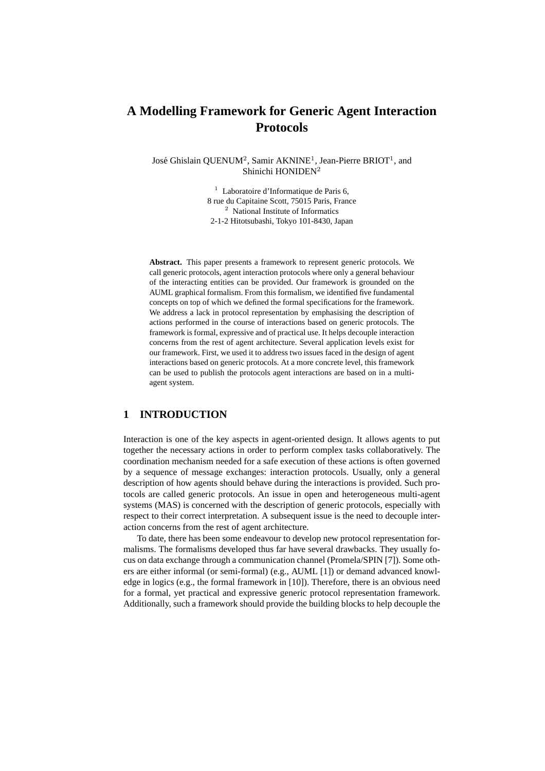# A Modelling Framework for Generic Agent Interaction Protocols

José Ghislain QUENUM[2], Samir AKNINE[1], Jean-Pierre BRIOT[1], and Shinichi HONIDEN[2]

[1] Laboratoire d'Informatique de Paris 6,
8 rue du Capitaine Scott, 75015 Paris, France
[2] National Institute of Informatics
2-1-2 Hitotsubashi, Tokyo 101-8430, Japan

**Abstract.** This paper presents a framework to represent generic protocols. We call generic protocols, agent interaction protocols where only a general behaviour of the interacting entities can be provided. Our framework is grounded on the AUML graphical formalism. From this formalism, we identified five fundamental concepts on top of which we defined the formal specifications for the framework. We address a lack in protocol representation by emphasising the description of actions performed in the course of interactions based on generic protocols. The framework is formal, expressive and of practical use. It helps decouple interaction concerns from the rest of agent architecture. Several application levels exist for our framework. First, we used it to address two issues faced in the design of agent interactions based on generic protocols. At a more concrete level, this framework can be used to publish the protocols agent interactions are based on in a multi-agent system.

## 1 INTRODUCTION

Interaction is one of the key aspects in agent-oriented design. It allows agents to put together the necessary actions in order to perform complex tasks collaboratively. The coordination mechanism needed for a safe execution of these actions is often governed by a sequence of message exchanges: interaction protocols. Usually, only a general description of how agents should behave during the interactions is provided. Such protocols are called generic protocols. An issue in open and heterogeneous multi-agent systems (MAS) is concerned with the description of generic protocols, especially with respect to their correct interpretation. A subsequent issue is the need to decouple interaction concerns from the rest of agent architecture.

To date, there has been some endeavour to develop new protocol representation formalisms. The formalisms developed thus far have several drawbacks. They usually focus on data exchange through a communication channel (Promela/SPIN [7]). Some others are either informal (or semi-formal) (e.g., AUML [1]) or demand advanced knowledge in logics (e.g., the formal framework in [10]). Therefore, there is an obvious need for a formal, yet practical and expressive generic protocol representation framework. Additionally, such a framework should provide the building blocks to help decouple the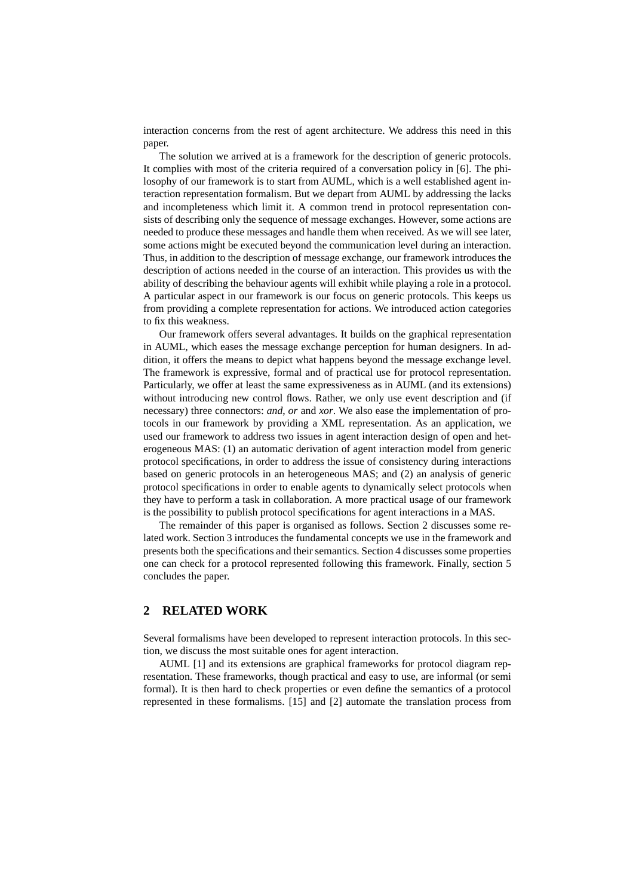interaction concerns from the rest of agent architecture. We address this need in this paper.

The solution we arrived at is a framework for the description of generic protocols. It complies with most of the criteria required of a conversation policy in [6]. The philosophy of our framework is to start from AUML, which is a well established agent interaction representation formalism. But we depart from AUML by addressing the lacks and incompleteness which limit it. A common trend in protocol representation consists of describing only the sequence of message exchanges. However, some actions are needed to produce these messages and handle them when received. As we will see later, some actions might be executed beyond the communication level during an interaction. Thus, in addition to the description of message exchange, our framework introduces the description of actions needed in the course of an interaction. This provides us with the ability of describing the behaviour agents will exhibit while playing a role in a protocol. A particular aspect in our framework is our focus on generic protocols. This keeps us from providing a complete representation for actions. We introduced action categories to fix this weakness.

Our framework offers several advantages. It builds on the graphical representation in AUML, which eases the message exchange perception for human designers. In addition, it offers the means to depict what happens beyond the message exchange level. The framework is expressive, formal and of practical use for protocol representation. Particularly, we offer at least the same expressiveness as in AUML (and its extensions) without introducing new control flows. Rather, we only use event description and (if necessary) three connectors: *and*, *or* and *xor*. We also ease the implementation of protocols in our framework by providing a XML representation. As an application, we used our framework to address two issues in agent interaction design of open and heterogeneous MAS: (1) an automatic derivation of agent interaction model from generic protocol specifications, in order to address the issue of consistency during interactions based on generic protocols in an heterogeneous MAS; and (2) an analysis of generic protocol specifications in order to enable agents to dynamically select protocols when they have to perform a task in collaboration. A more practical usage of our framework is the possibility to publish protocol specifications for agent interactions in a MAS.

The remainder of this paper is organised as follows. Section 2 discusses some related work. Section 3 introduces the fundamental concepts we use in the framework and presents both the specifications and their semantics. Section 4 discusses some properties one can check for a protocol represented following this framework. Finally, section 5 concludes the paper.

## 2 RELATED WORK

Several formalisms have been developed to represent interaction protocols. In this section, we discuss the most suitable ones for agent interaction.

AUML [1] and its extensions are graphical frameworks for protocol diagram representation. These frameworks, though practical and easy to use, are informal (or semi formal). It is then hard to check properties or even define the semantics of a protocol represented in these formalisms. [15] and [2] automate the translation process from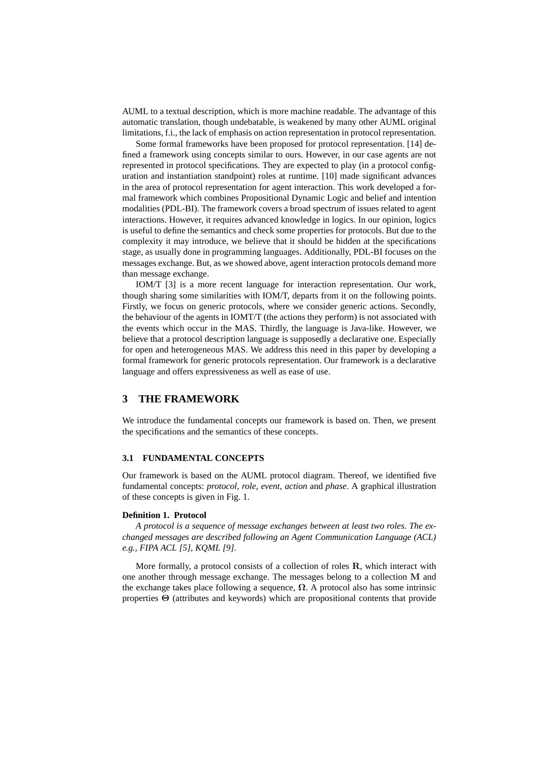AUML to a textual description, which is more machine readable. The advantage of this automatic translation, though undebatable, is weakened by many other AUML original limitations, f.i., the lack of emphasis on action representation in protocol representation.

Some formal frameworks have been proposed for protocol representation. [14] defined a framework using concepts similar to ours. However, in our case agents are not represented in protocol specifications. They are expected to play (in a protocol configuration and instantiation standpoint) roles at runtime. [10] made significant advances in the area of protocol representation for agent interaction. This work developed a formal framework which combines Propositional Dynamic Logic and belief and intention modalities (PDL-BI). The framework covers a broad spectrum of issues related to agent interactions. However, it requires advanced knowledge in logics. In our opinion, logics is useful to define the semantics and check some properties for protocols. But due to the complexity it may introduce, we believe that it should be hidden at the specifications stage, as usually done in programming languages. Additionally, PDL-BI focuses on the messages exchange. But, as we showed above, agent interaction protocols demand more than message exchange.

IOM/T [3] is a more recent language for interaction representation. Our work, though sharing some similarities with IOM/T, departs from it on the following points. Firstly, we focus on generic protocols, where we consider generic actions. Secondly, the behaviour of the agents in IOMT/T (the actions they perform) is not associated with the events which occur in the MAS. Thirdly, the language is Java-like. However, we believe that a protocol description language is supposedly a declarative one. Especially for open and heterogeneous MAS. We address this need in this paper by developing a formal framework for generic protocols representation. Our framework is a declarative language and offers expressiveness as well as ease of use.

# 3 THE FRAMEWORK

We introduce the fundamental concepts our framework is based on. Then, we present the specifications and the semantics of these concepts.

## 3.1 FUNDAMENTAL CONCEPTS

Our framework is based on the AUML protocol diagram. Thereof, we identified five fundamental concepts: *protocol*, *role*, *event*, *action* and *phase*. A graphical illustration of these concepts is given in Fig. 1.

**Definition 1. Protocol**

*A protocol is a sequence of message exchanges between at least two roles. The exchanged messages are described following an Agent Communication Language (ACL) e.g., FIPA ACL [5], KQML [9].*

More formally, a protocol consists of a collection of roles $\mathbf{R}$, which interact with one another through message exchange. The messages belong to a collection $\mathbf{M}$ and the exchange takes place following a sequence, $\Omega$. A protocol also has some intrinsic properties $\Theta$ (attributes and keywords) which are propositional contents that provide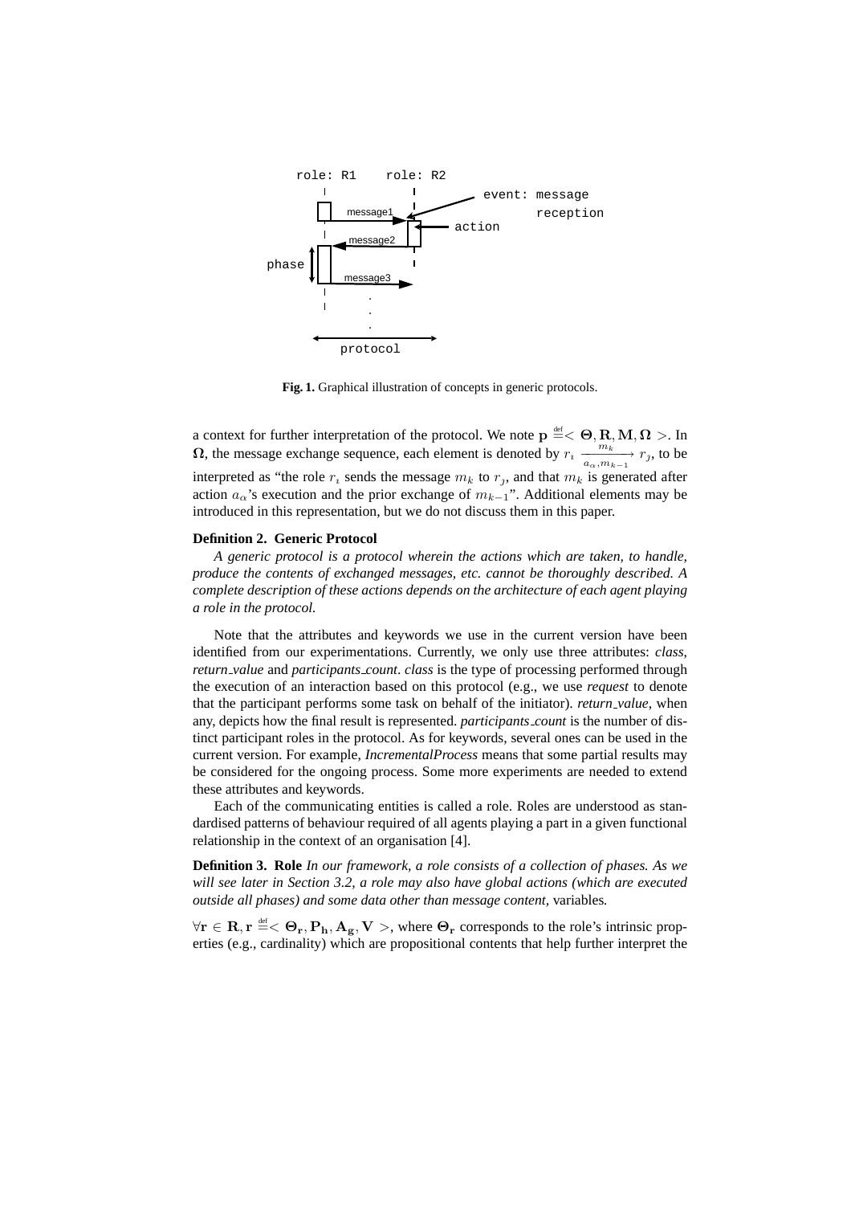role: R1
role: R2
event: message reception
action
message1
message2
message3
phase
protocol

**Fig. 1.** Graphical illustration of concepts in generic protocols.

a context for further interpretation of the protocol. We note $\mathbf{p} \stackrel{\text{def}}{=} < \mathbf{\Theta}, \mathbf{R}, \mathbf{M}, \mathbf{\Omega} >$. In $\mathbf{\Omega}$, the message exchange sequence, each element is denoted by $r_i \xrightarrow[a_\alpha, m_{k-1}]{m_k} r_j$, to be interpreted as "the role $r_i$ sends the message $m_k$ to $r_j$, and that $m_k$ is generated after action $a_\alpha$'s execution and the prior exchange of $m_{k-1}$". Additional elements may be introduced in this representation, but we do not discuss them in this paper.

**Definition 2. Generic Protocol**
*A generic protocol is a protocol wherein the actions which are taken, to handle, produce the contents of exchanged messages, etc. cannot be thoroughly described. A complete description of these actions depends on the architecture of each agent playing a role in the protocol.*

Note that the attributes and keywords we use in the current version have been identified from our experimentations. Currently, we only use three attributes: *class*, *return_value* and *participants_count*. *class* is the type of processing performed through the execution of an interaction based on this protocol (e.g., we use *request* to denote that the participant performs some task on behalf of the initiator). *return_value*, when any, depicts how the final result is represented. *participants_count* is the number of distinct participant roles in the protocol. As for keywords, several ones can be used in the current version. For example, *IncrementalProcess* means that some partial results may be considered for the ongoing process. Some more experiments are needed to extend these attributes and keywords.

Each of the communicating entities is called a role. Roles are understood as standardised patterns of behaviour required of all agents playing a part in a given functional relationship in the context of an organisation [4].

**Definition 3. Role** *In our framework, a role consists of a collection of phases. As we will see later in Section 3.2, a role may also have global actions (which are executed outside all phases) and some data other than message content*, variables*.*

$\forall \mathbf{r} \in \mathbf{R}, \mathbf{r} \stackrel{\text{def}}{=} < \mathbf{\Theta_r}, \mathbf{P_h}, \mathbf{A_g}, \mathbf{V} >$, where $\mathbf{\Theta_r}$ corresponds to the role's intrinsic properties (e.g., cardinality) which are propositional contents that help further interpret the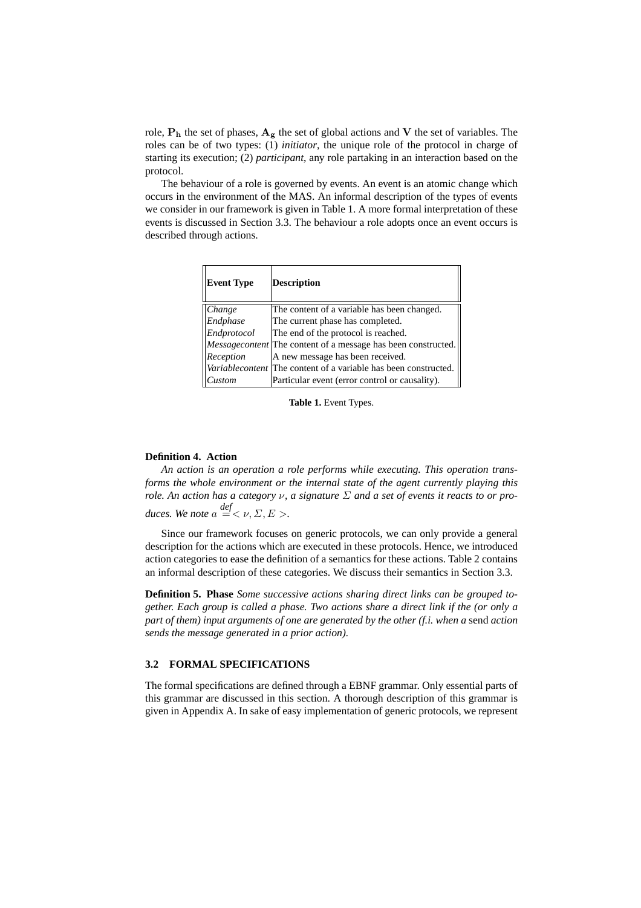role, $\mathbf{P_h}$ the set of phases, $\mathbf{A_g}$ the set of global actions and $\mathbf{V}$ the set of variables. The roles can be of two types: (1) *initiator*, the unique role of the protocol in charge of starting its execution; (2) *participant*, any role partaking in an interaction based on the protocol.

The behaviour of a role is governed by events. An event is an atomic change which occurs in the environment of the MAS. An informal description of the types of events we consider in our framework is given in Table 1. A more formal interpretation of these events is discussed in Section 3.3. The behaviour a role adopts once an event occurs is described through actions.

| **Event Type** | **Description** |
|---|---|
| *Change* | The content of a variable has been changed. |
| *Endphase* | The current phase has completed. |
| *Endprotocol* | The end of the protocol is reached. |
| *Messagecontent* | The content of a message has been constructed. |
| *Reception* | A new message has been received. |
| *Variablecontent* | The content of a variable has been constructed. |
| *Custom* | Particular event (error control or causality). |

**Table 1.** Event Types.

**Definition 4. Action**
*An action is an operation a role performs while executing. This operation transforms the whole environment or the internal state of the agent currently playing this role. An action has a category $\nu$, a signature $\Sigma$ and a set of events it reacts to or produces. We note $a \stackrel{def}{=} < \nu, \Sigma, E >$.*

Since our framework focuses on generic protocols, we can only provide a general description for the actions which are executed in these protocols. Hence, we introduced action categories to ease the definition of a semantics for these actions. Table 2 contains an informal description of these categories. We discuss their semantics in Section 3.3.

**Definition 5. Phase** *Some successive actions sharing direct links can be grouped together. Each group is called a phase. Two actions share a direct link if the (or only a part of them) input arguments of one are generated by the other (f.i. when a* send *action sends the message generated in a prior action).*

### 3.2 FORMAL SPECIFICATIONS

The formal specifications are defined through a EBNF grammar. Only essential parts of this grammar are discussed in this section. A thorough description of this grammar is given in Appendix A. In sake of easy implementation of generic protocols, we represent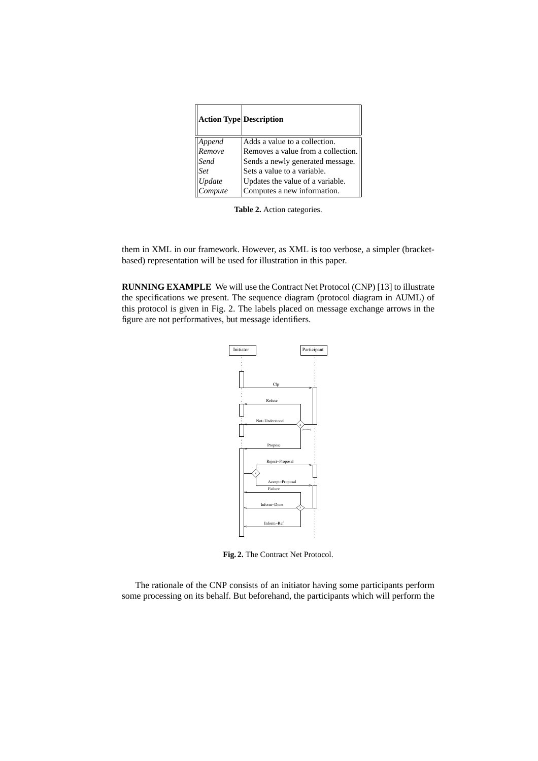| Action Type | Description |
|---|---|
| *Append* | Adds a value to a collection. |
| *Remove* | Removes a value from a collection. |
| *Send* | Sends a newly generated message. |
| *Set* | Sets a value to a variable. |
| *Update* | Updates the value of a variable. |
| *Compute* | Computes a new information. |

**Table 2.** Action categories.

them in XML in our framework. However, as XML is too verbose, a simpler (bracket-based) representation will be used for illustration in this paper.

**RUNNING EXAMPLE** We will use the Contract Net Protocol (CNP) [13] to illustrate the specifications we present. The sequence diagram (protocol diagram in AUML) of this protocol is given in Fig. 2. The labels placed on message exchange arrows in the figure are not performatives, but message identifiers.

Initiator
Participant
Cfp
Refuse
Not–Understood
[deadline]
Propose
Reject–Proposal
Accept–Proposal
Failure
Inform–Done
Inform–Ref

**Fig. 2.** The Contract Net Protocol.

The rationale of the CNP consists of an initiator having some participants perform some processing on its behalf. But beforehand, the participants which will perform the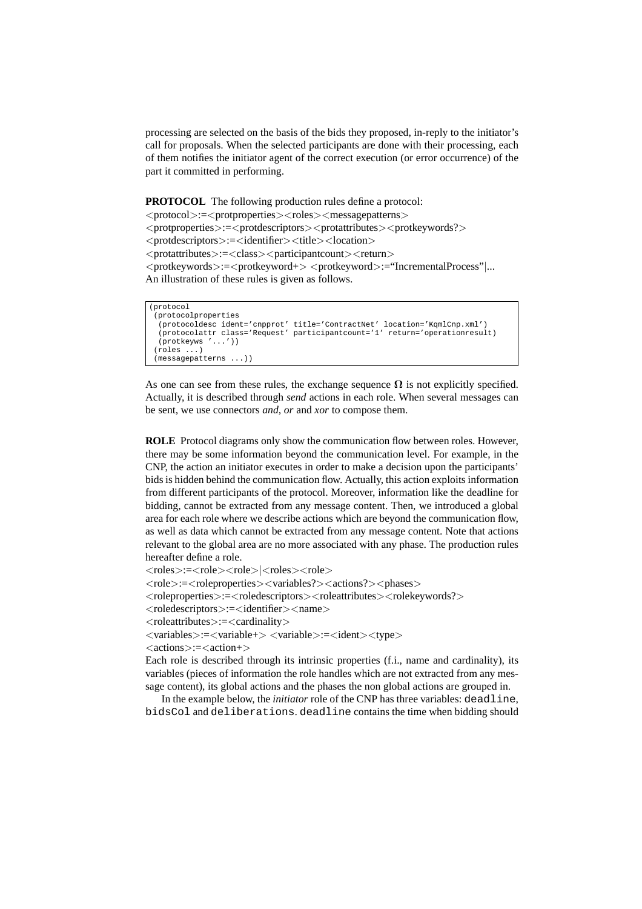processing are selected on the basis of the bids they proposed, in-reply to the initiator's call for proposals. When the selected participants are done with their processing, each of them notifies the initiator agent of the correct execution (or error occurrence) of the part it committed in performing.

**PROTOCOL** The following production rules define a protocol:
<protocol>:=<protproperties><roles><messagepatterns>
<protproperties>:=<protdescriptors><protattributes><protkeywords?>
<protdescriptors>:=<identifier><title><location>
<protattributes>:=<class><participantcount><return>
<protkeywords>:=<protkeyword+> <protkeyword>:="IncrementalProcess"|...
An illustration of these rules is given as follows.

```
(protocol
 (protocolproperties
  (protocoldesc ident='cnpprot' title='ContractNet' location='KqmlCnp.xml')
  (protocolattr class='Request' participantcount='1' return='operationresult)
  (protkeyws '...'))
 (roles ...)
 (messagepatterns ...))
```

As one can see from these rules, the exchange sequence $\Omega$ is not explicitly specified. Actually, it is described through *send* actions in each role. When several messages can be sent, we use connectors *and*, *or* and *xor* to compose them.

**ROLE** Protocol diagrams only show the communication flow between roles. However, there may be some information beyond the communication level. For example, in the CNP, the action an initiator executes in order to make a decision upon the participants' bids is hidden behind the communication flow. Actually, this action exploits information from different participants of the protocol. Moreover, information like the deadline for bidding, cannot be extracted from any message content. Then, we introduced a global area for each role where we describe actions which are beyond the communication flow, as well as data which cannot be extracted from any message content. Note that actions relevant to the global area are no more associated with any phase. The production rules hereafter define a role.
<roles>:=<role><role>|<roles><role>
<role>:=<roleproperties><variables?><actions?><phases>
<roleproperties>:=<roledescriptors><roleattributes><rolekeywords?>
<roledescriptors>:=<identifier><name>
<roleattributes>:=<cardinality>
<variables>:=<variable+> <variable>:=<ident><type>
<actions>:=<action+>
Each role is described through its intrinsic properties (f.i., name and cardinality), its variables (pieces of information the role handles which are not extracted from any message content), its global actions and the phases the non global actions are grouped in.

In the example below, the *initiator* role of the CNP has three variables: `deadline`, `bidsCol` and `deliberations`. `deadline` contains the time when bidding should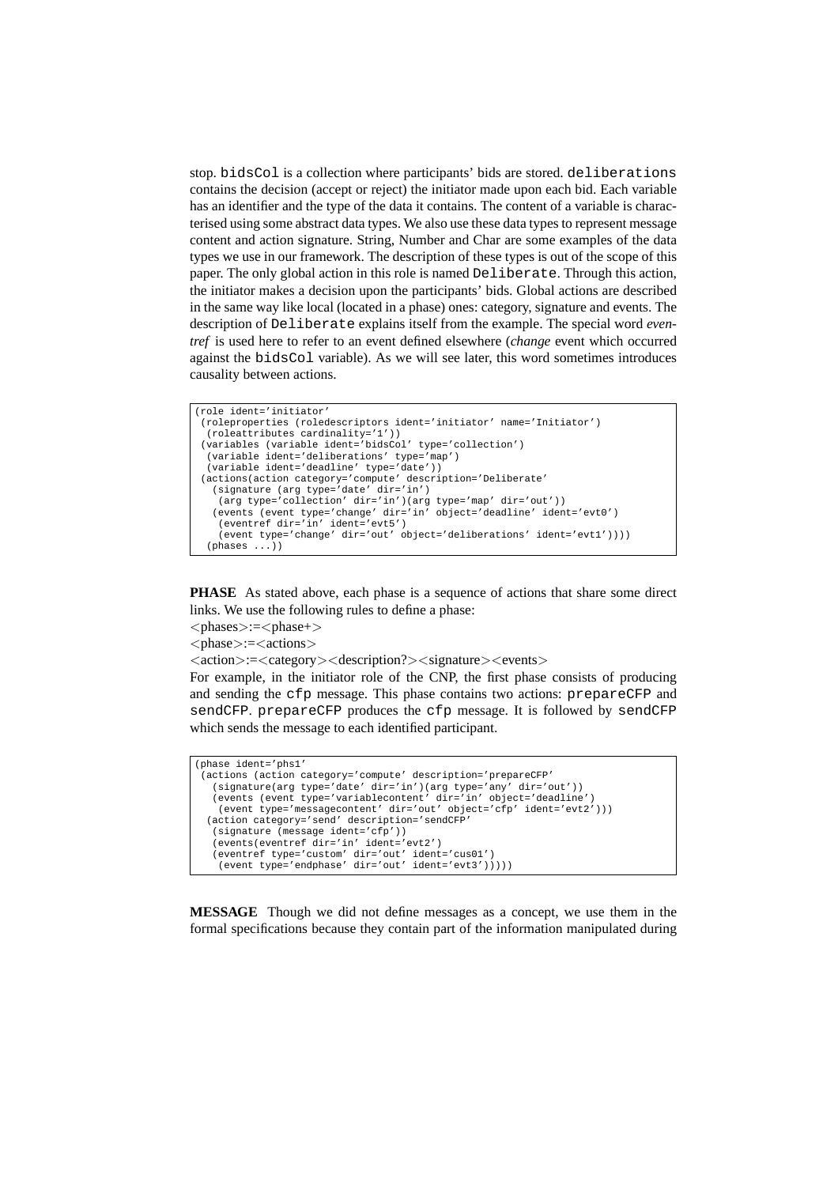stop. `bidsCol` is a collection where participants' bids are stored. `deliberations` contains the decision (accept or reject) the initiator made upon each bid. Each variable has an identifier and the type of the data it contains. The content of a variable is characterised using some abstract data types. We also use these data types to represent message content and action signature. String, Number and Char are some examples of the data types we use in our framework. The description of these types is out of the scope of this paper. The only global action in this role is named `Deliberate`. Through this action, the initiator makes a decision upon the participants' bids. Global actions are described in the same way like local (located in a phase) ones: category, signature and events. The description of `Deliberate` explains itself from the example. The special word *eventref* is used here to refer to an event defined elsewhere (*change* event which occurred against the `bidsCol` variable). As we will see later, this word sometimes introduces causality between actions.

```
(role ident='initiator'
 (roleproperties (roledescriptors ident='initiator' name='Initiator')
  (roleattributes cardinality='1'))
 (variables (variable ident='bidsCol' type='collection')
  (variable ident='deliberations' type='map')
  (variable ident='deadline' type='date'))
 (actions(action category='compute' description='Deliberate'
   (signature (arg type='date' dir='in')
    (arg type='collection' dir='in')(arg type='map' dir='out'))
   (events (event type='change' dir='in' object='deadline' ident='evt0')
    (eventref dir='in' ident='evt5')
    (event type='change' dir='out' object='deliberations' ident='evt1'))))
  (phases ...))
```

**PHASE** As stated above, each phase is a sequence of actions that share some direct links. We use the following rules to define a phase:

<phases>:=<phase+>

<phase>:=<actions>

<action>:=<category><description?><signature><events>

For example, in the initiator role of the CNP, the first phase consists of producing and sending the `cfp` message. This phase contains two actions: `prepareCFP` and `sendCFP`. `prepareCFP` produces the `cfp` message. It is followed by `sendCFP` which sends the message to each identified participant.

```
(phase ident='phs1'
 (actions (action category='compute' description='prepareCFP'
   (signature(arg type='date' dir='in')(arg type='any' dir='out'))
   (events (event type='variablecontent' dir='in' object='deadline')
    (event type='messagecontent' dir='out' object='cfp' ident='evt2')))
  (action category='send' description='sendCFP'
   (signature (message ident='cfp'))
   (events(eventref dir='in' ident='evt2')
   (eventref type='custom' dir='out' ident='cus01')
    (event type='endphase' dir='out' ident='evt3')))))
```

**MESSAGE** Though we did not define messages as a concept, we use them in the formal specifications because they contain part of the information manipulated during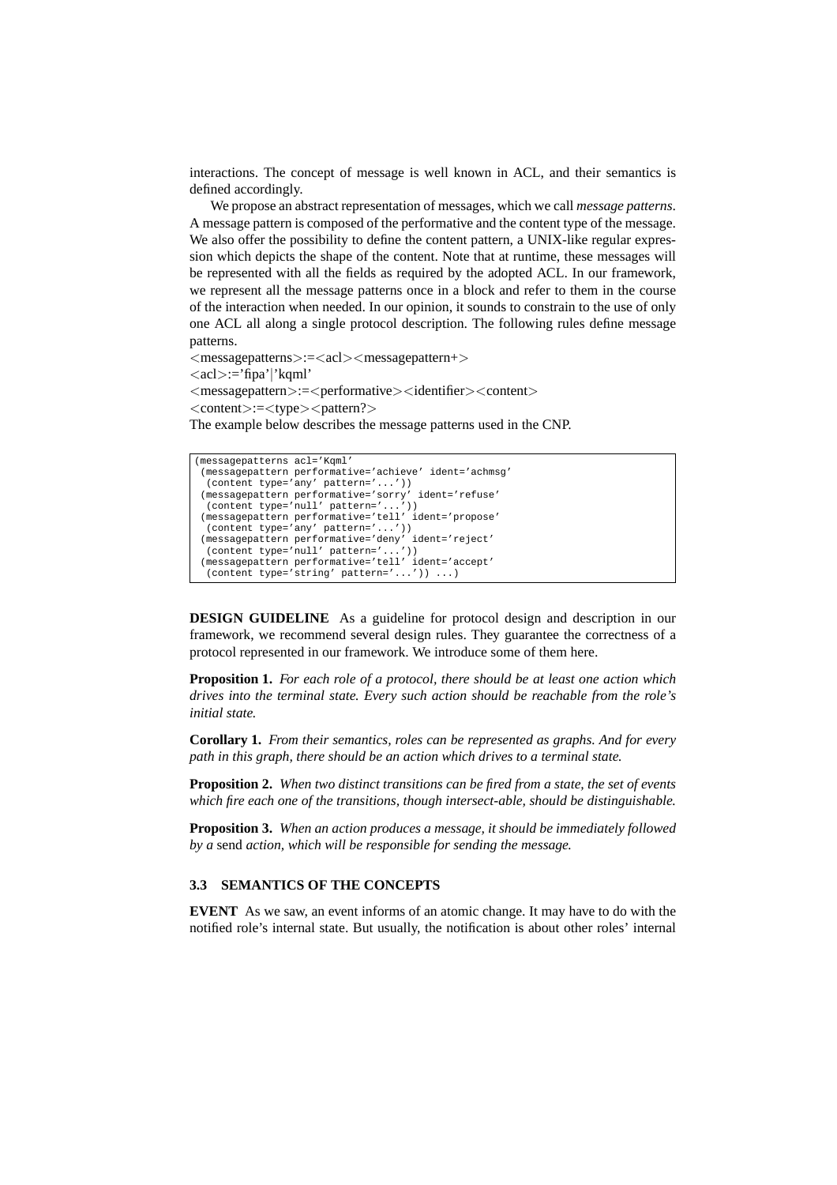interactions. The concept of message is well known in ACL, and their semantics is defined accordingly.

We propose an abstract representation of messages, which we call *message patterns*. A message pattern is composed of the performative and the content type of the message. We also offer the possibility to define the content pattern, a UNIX-like regular expression which depicts the shape of the content. Note that at runtime, these messages will be represented with all the fields as required by the adopted ACL. In our framework, we represent all the message patterns once in a block and refer to them in the course of the interaction when needed. In our opinion, it sounds to constrain to the use of only one ACL all along a single protocol description. The following rules define message patterns.

<messagepatterns>:=<acl><messagepattern+>
<acl>:='fipa'|'kqml'
<messagepattern>:=<performative><identifier><content>
<content>:=<type><pattern?>

The example below describes the message patterns used in the CNP.

```
(messagepatterns acl='Kqml'
 (messagepattern performative='achieve' ident='achmsg'
  (content type='any' pattern='...'))
 (messagepattern performative='sorry' ident='refuse'
  (content type='null' pattern='...'))
 (messagepattern performative='tell' ident='propose'
  (content type='any' pattern='...'))
 (messagepattern performative='deny' ident='reject'
  (content type='null' pattern='...'))
 (messagepattern performative='tell' ident='accept'
  (content type='string' pattern='...')) ...)
```

**DESIGN GUIDELINE** As a guideline for protocol design and description in our framework, we recommend several design rules. They guarantee the correctness of a protocol represented in our framework. We introduce some of them here.

**Proposition 1.** *For each role of a protocol, there should be at least one action which drives into the terminal state. Every such action should be reachable from the role's initial state.*

**Corollary 1.** *From their semantics, roles can be represented as graphs. And for every path in this graph, there should be an action which drives to a terminal state.*

**Proposition 2.** *When two distinct transitions can be fired from a state, the set of events which fire each one of the transitions, though intersect-able, should be distinguishable.*

**Proposition 3.** *When an action produces a message, it should be immediately followed by a* send *action, which will be responsible for sending the message.*

### 3.3 SEMANTICS OF THE CONCEPTS

**EVENT** As we saw, an event informs of an atomic change. It may have to do with the notified role's internal state. But usually, the notification is about other roles' internal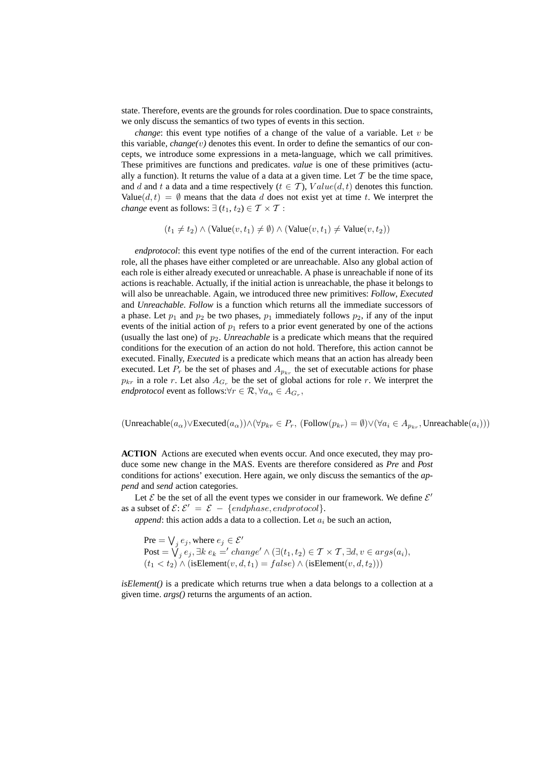state. Therefore, events are the grounds for roles coordination. Due to space constraints, we only discuss the semantics of two types of events in this section.

*change*: this event type notifies of a change of the value of a variable. Let $v$ be this variable, *change*($v$) denotes this event. In order to define the semantics of our concepts, we introduce some expressions in a meta-language, which we call primitives. These primitives are functions and predicates. ***value*** is one of these primitives (actually a function). It returns the value of a data at a given time. Let $\mathcal{T}$ be the time space, and $d$ and $t$ a data and a time respectively ($t \in \mathcal{T}$), $Value(d, t)$ denotes this function. $\text{Value}(d, t) = \emptyset$ means that the data $d$ does not exist yet at time $t$. We interpret the *change* event as follows: $\exists\, (t_1, t_2) \in \mathcal{T} \times \mathcal{T}$ :

$$(t_1 \neq t_2) \wedge (\text{Value}(v, t_1) \neq \emptyset) \wedge (\text{Value}(v, t_1) \neq \text{Value}(v, t_2))$$

*endprotocol*: this event type notifies of the end of the current interaction. For each role, all the phases have either completed or are unreachable. Also any global action of each role is either already executed or unreachable. A phase is unreachable if none of its actions is reachable. Actually, if the initial action is unreachable, the phase it belongs to will also be unreachable. Again, we introduced three new primitives: ***Follow***, ***Executed*** and ***Unreachable***. ***Follow*** is a function which returns all the immediate successors of a phase. Let $p_1$ and $p_2$ be two phases, $p_1$ immediately follows $p_2$, if any of the input events of the initial action of $p_1$ refers to a prior event generated by one of the actions (usually the last one) of $p_2$. ***Unreachable*** is a predicate which means that the required conditions for the execution of an action do not hold. Therefore, this action cannot be executed. Finally, ***Executed*** is a predicate which means that an action has already been executed. Let $P_r$ be the set of phases and $A_{p_{kr}}$ the set of executable actions for phase $p_{kr}$ in a role $r$. Let also $A_{G_r}$ be the set of global actions for role $r$. We interpret the *endprotocol* event as follows: $\forall r \in \mathcal{R}, \forall a_\alpha \in A_{G_r}$,

$$(\text{Unreachable}(a_\alpha) \vee \text{Executed}(a_\alpha)) \wedge (\forall p_{kr} \in P_r,\ (\text{Follow}(p_{kr}) = \emptyset) \vee (\forall a_i \in A_{p_{kr}}, \text{Unreachable}(a_i)))$$

**ACTION** Actions are executed when events occur. And once executed, they may produce some new change in the MAS. Events are therefore considered as *Pre* and *Post* conditions for actions' execution. Here again, we only discuss the semantics of the *append* and *send* action categories.

Let $\mathcal{E}$ be the set of all the event types we consider in our framework. We define $\mathcal{E}'$ as a subset of $\mathcal{E}$: $\mathcal{E}' = \mathcal{E} - \{endphase, endprotocol\}$.

*append*: this action adds a data to a collection. Let $a_i$ be such an action,

$$\text{Pre} = \bigvee_j e_j, \text{where } e_j \in \mathcal{E}'$$
$$\text{Post} = \bigvee_j e_j, \exists k\ e_k =' change' \wedge (\exists (t_1, t_2) \in \mathcal{T} \times \mathcal{T}, \exists d, v \in args(a_i),$$
$$(t_1 < t_2) \wedge (\text{isElement}(v, d, t_1) = false) \wedge (\text{isElement}(v, d, t_2)))$$

*isElement()* is a predicate which returns true when a data belongs to a collection at a given time. *args()* returns the arguments of an action.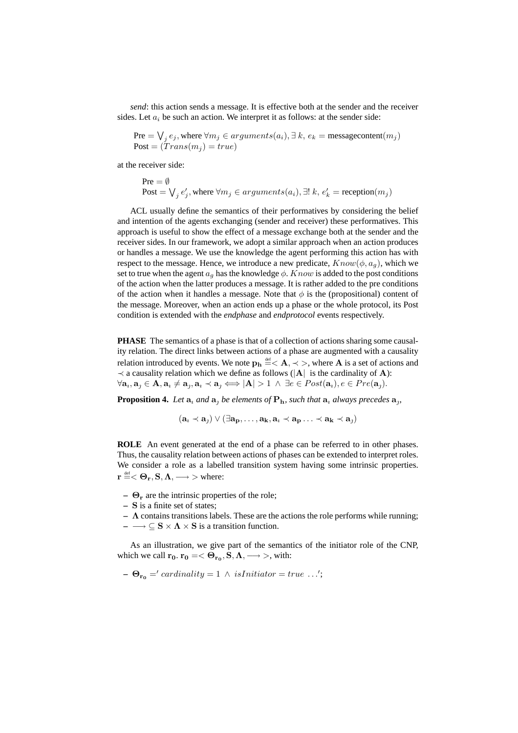*send*: this action sends a message. It is effective both at the sender and the receiver sides. Let $a_i$ be such an action. We interpret it as follows: at the sender side:

$$\text{Pre} = \bigvee_j e_j, \text{ where } \forall m_j \in arguments(a_i), \exists\, k,\, e_k = \text{messagecontent}(m_j)$$
$$\text{Post} = (Trans(m_j) = true)$$

at the receiver side:

$$\text{Pre} = \emptyset$$
$$\text{Post} = \bigvee_j e'_j, \text{ where } \forall m_j \in arguments(a_i), \exists!\, k,\, e'_k = \text{reception}(m_j)$$

ACL usually define the semantics of their performatives by considering the belief and intention of the agents exchanging (sender and receiver) these performatives. This approach is useful to show the effect of a message exchange both at the sender and the receiver sides. In our framework, we adopt a similar approach when an action produces or handles a message. We use the knowledge the agent performing this action has with respect to the message. Hence, we introduce a new predicate, $Know(\phi, a_g)$, which we set to true when the agent $a_g$ has the knowledge $\phi$. $Know$ is added to the post conditions of the action when the latter produces a message. It is rather added to the pre conditions of the action when it handles a message. Note that $\phi$ is the (propositional) content of the message. Moreover, when an action ends up a phase or the whole protocol, its Post condition is extended with the *endphase* and *endprotocol* events respectively.

**PHASE** The semantics of a phase is that of a collection of actions sharing some causality relation. The direct links between actions of a phase are augmented with a causality relation introduced by events. We note $\mathbf{p_h} \stackrel{\text{def}}{=} <\mathbf{A}, \prec>$, where $\mathbf{A}$ is a set of actions and $\prec$ a causality relation which we define as follows ($|\mathbf{A}|$ is the cardinality of $\mathbf{A}$):
$\forall \mathbf{a}_i, \mathbf{a}_j \in \mathbf{A}, \mathbf{a}_i \neq \mathbf{a}_j, \mathbf{a}_i \prec \mathbf{a}_j \iff |\mathbf{A}| > 1 \,\wedge\, \exists e \in Post(\mathbf{a}_i), e \in Pre(\mathbf{a}_j)$.

**Proposition 4.** *Let $\mathbf{a}_i$ and $\mathbf{a}_j$ be elements of $\mathbf{P_h}$, such that $\mathbf{a}_i$ always precedes $\mathbf{a}_j$,*

$$(\mathbf{a}_i \prec \mathbf{a}_j) \vee (\exists \mathbf{a_p}, \ldots, \mathbf{a_k}, \mathbf{a}_i \prec \mathbf{a_p} \ldots \prec \mathbf{a_k} \prec \mathbf{a}_j)$$

**ROLE** An event generated at the end of a phase can be referred to in other phases. Thus, the causality relation between actions of phases can be extended to interpret roles. We consider a role as a labelled transition system having some intrinsic properties. $\mathbf{r} \stackrel{\text{def}}{=} <\mathbf{\Theta_r}, \mathbf{S}, \mathbf{\Lambda}, \longrightarrow>$ where:

- $\mathbf{\Theta_r}$ are the intrinsic properties of the role;
- $\mathbf{S}$ is a finite set of states;
- $\mathbf{\Lambda}$ contains transitions labels. These are the actions the role performs while running;
- $\longrightarrow \subseteq \mathbf{S} \times \mathbf{\Lambda} \times \mathbf{S}$ is a transition function.

As an illustration, we give part of the semantics of the initiator role of the CNP, which we call $\mathbf{r_0}$. $\mathbf{r_0} = <\mathbf{\Theta_{r_0}}, \mathbf{S}, \mathbf{\Lambda}, \longrightarrow>$, with:

- $\mathbf{\Theta_{r_0}} =' cardinality = 1 \,\wedge\, isInitiator = true\ \ldots'$;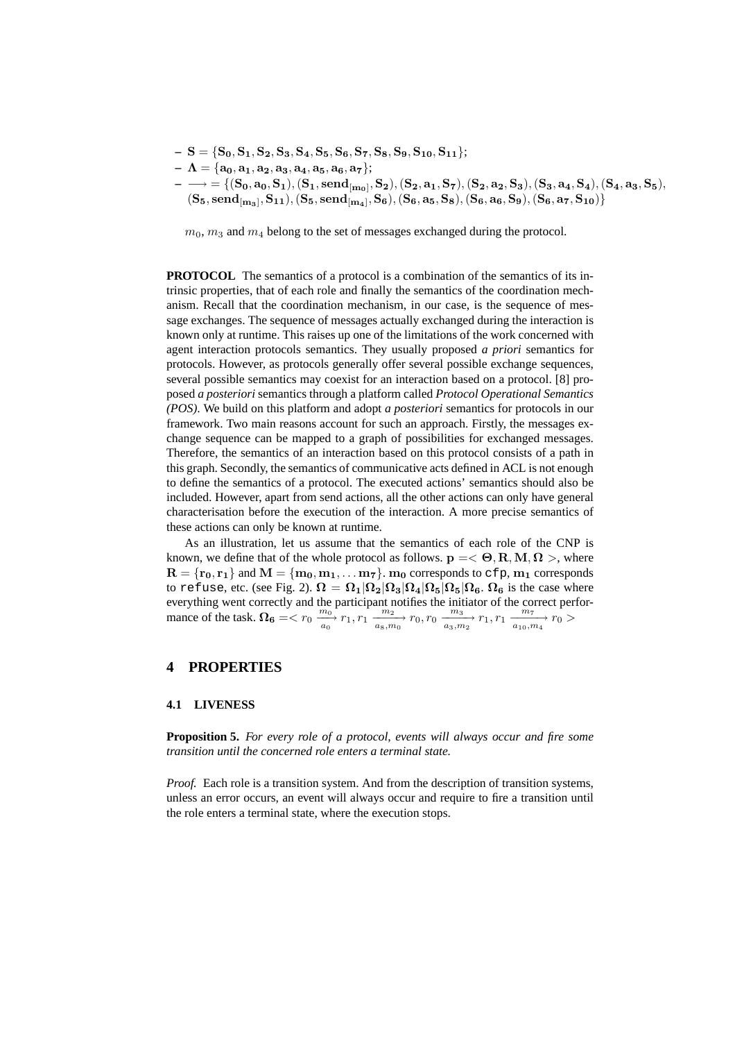- $\mathbf{S} = \{\mathbf{S_0}, \mathbf{S_1}, \mathbf{S_2}, \mathbf{S_3}, \mathbf{S_4}, \mathbf{S_5}, \mathbf{S_6}, \mathbf{S_7}, \mathbf{S_8}, \mathbf{S_9}, \mathbf{S_{10}}, \mathbf{S_{11}}\}$;
- $\mathbf{\Lambda} = \{\mathbf{a_0}, \mathbf{a_1}, \mathbf{a_2}, \mathbf{a_3}, \mathbf{a_4}, \mathbf{a_5}, \mathbf{a_6}, \mathbf{a_7}\}$;
- $\longrightarrow = \{(\mathbf{S_0}, \mathbf{a_0}, \mathbf{S_1}), (\mathbf{S_1}, \mathbf{send_{[m_0]}}, \mathbf{S_2}), (\mathbf{S_2}, \mathbf{a_1}, \mathbf{S_7}), (\mathbf{S_2}, \mathbf{a_2}, \mathbf{S_3}), (\mathbf{S_3}, \mathbf{a_4}, \mathbf{S_4}), (\mathbf{S_4}, \mathbf{a_3}, \mathbf{S_5}),$ $(\mathbf{S_5}, \mathbf{send_{[m_3]}}, \mathbf{S_{11}}), (\mathbf{S_5}, \mathbf{send_{[m_4]}}, \mathbf{S_6}), (\mathbf{S_6}, \mathbf{a_5}, \mathbf{S_8}), (\mathbf{S_6}, \mathbf{a_6}, \mathbf{S_9}), (\mathbf{S_6}, \mathbf{a_7}, \mathbf{S_{10}})\}$

$m_0$, $m_3$ and $m_4$ belong to the set of messages exchanged during the protocol.

**PROTOCOL** The semantics of a protocol is a combination of the semantics of its intrinsic properties, that of each role and finally the semantics of the coordination mechanism. Recall that the coordination mechanism, in our case, is the sequence of message exchanges. The sequence of messages actually exchanged during the interaction is known only at runtime. This raises up one of the limitations of the work concerned with agent interaction protocols semantics. They usually proposed *a priori* semantics for protocols. However, as protocols generally offer several possible exchange sequences, several possible semantics may coexist for an interaction based on a protocol. [8] proposed *a posteriori* semantics through a platform called *Protocol Operational Semantics (POS)*. We build on this platform and adopt *a posteriori* semantics for protocols in our framework. Two main reasons account for such an approach. Firstly, the messages exchange sequence can be mapped to a graph of possibilities for exchanged messages. Therefore, the semantics of an interaction based on this protocol consists of a path in this graph. Secondly, the semantics of communicative acts defined in ACL is not enough to define the semantics of a protocol. The executed actions' semantics should also be included. However, apart from send actions, all the other actions can only have general characterisation before the execution of the interaction. A more precise semantics of these actions can only be known at runtime.

As an illustration, let us assume that the semantics of each role of the CNP is known, we define that of the whole protocol as follows. $\mathbf{p} =< \mathbf{\Theta}, \mathbf{R}, \mathbf{M}, \mathbf{\Omega} >$, where $\mathbf{R} = \{\mathbf{r_0}, \mathbf{r_1}\}$ and $\mathbf{M} = \{\mathbf{m_0}, \mathbf{m_1}, \ldots \mathbf{m_7}\}$. $\mathbf{m_0}$ corresponds to cfp, $\mathbf{m_1}$ corresponds to refuse, etc. (see Fig. 2). $\mathbf{\Omega} = \mathbf{\Omega_1}|\mathbf{\Omega_2}|\mathbf{\Omega_3}|\mathbf{\Omega_4}|\mathbf{\Omega_5}|\mathbf{\Omega_6}$. $\mathbf{\Omega_6}$ is the case where everything went correctly and the participant notifies the initiator of the correct performance of the task. $\mathbf{\Omega_6} =< r_0 \xrightarrow[a_0]{m_0} r_1, r_1 \xrightarrow[a_8, m_0]{m_2} r_0, r_0 \xrightarrow[a_3, m_2]{m_3} r_1, r_1 \xrightarrow[a_{10}, m_4]{m_7} r_0 >$

## 4 PROPERTIES

### 4.1 LIVENESS

**Proposition 5.** *For every role of a protocol, events will always occur and fire some transition until the concerned role enters a terminal state.*

*Proof.* Each role is a transition system. And from the description of transition systems, unless an error occurs, an event will always occur and require to fire a transition until the role enters a terminal state, where the execution stops.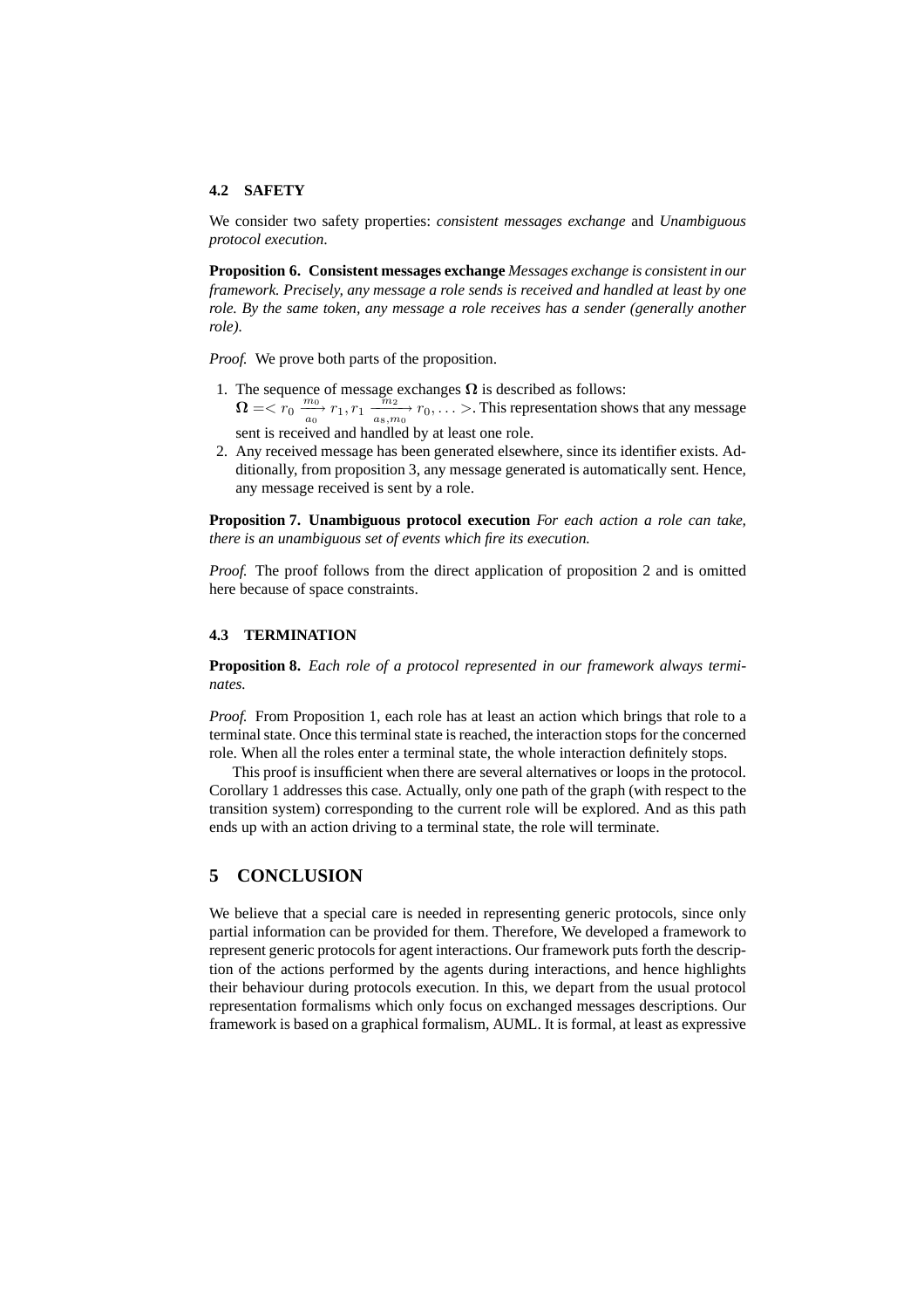### 4.2 SAFETY

We consider two safety properties: *consistent messages exchange* and *Unambiguous protocol execution*.

**Proposition 6. Consistent messages exchange** *Messages exchange is consistent in our framework. Precisely, any message a role sends is received and handled at least by one role. By the same token, any message a role receives has a sender (generally another role).*

*Proof.* We prove both parts of the proposition.

1. The sequence of message exchanges $\mathbf{\Omega}$ is described as follows: $\mathbf{\Omega} = < r_0 \xrightarrow[a_0]{m_0} r_1, r_1 \xrightarrow[a_8, m_0]{m_2} r_0, \ldots >$. This representation shows that any message sent is received and handled by at least one role.
2. Any received message has been generated elsewhere, since its identifier exists. Additionally, from proposition 3, any message generated is automatically sent. Hence, any message received is sent by a role.

**Proposition 7. Unambiguous protocol execution** *For each action a role can take, there is an unambiguous set of events which fire its execution.*

*Proof.* The proof follows from the direct application of proposition 2 and is omitted here because of space constraints.

### 4.3 TERMINATION

**Proposition 8.** *Each role of a protocol represented in our framework always terminates.*

*Proof.* From Proposition 1, each role has at least an action which brings that role to a terminal state. Once this terminal state is reached, the interaction stops for the concerned role. When all the roles enter a terminal state, the whole interaction definitely stops.

This proof is insufficient when there are several alternatives or loops in the protocol. Corollary 1 addresses this case. Actually, only one path of the graph (with respect to the transition system) corresponding to the current role will be explored. And as this path ends up with an action driving to a terminal state, the role will terminate.

## 5 CONCLUSION

We believe that a special care is needed in representing generic protocols, since only partial information can be provided for them. Therefore, We developed a framework to represent generic protocols for agent interactions. Our framework puts forth the description of the actions performed by the agents during interactions, and hence highlights their behaviour during protocols execution. In this, we depart from the usual protocol representation formalisms which only focus on exchanged messages descriptions. Our framework is based on a graphical formalism, AUML. It is formal, at least as expressive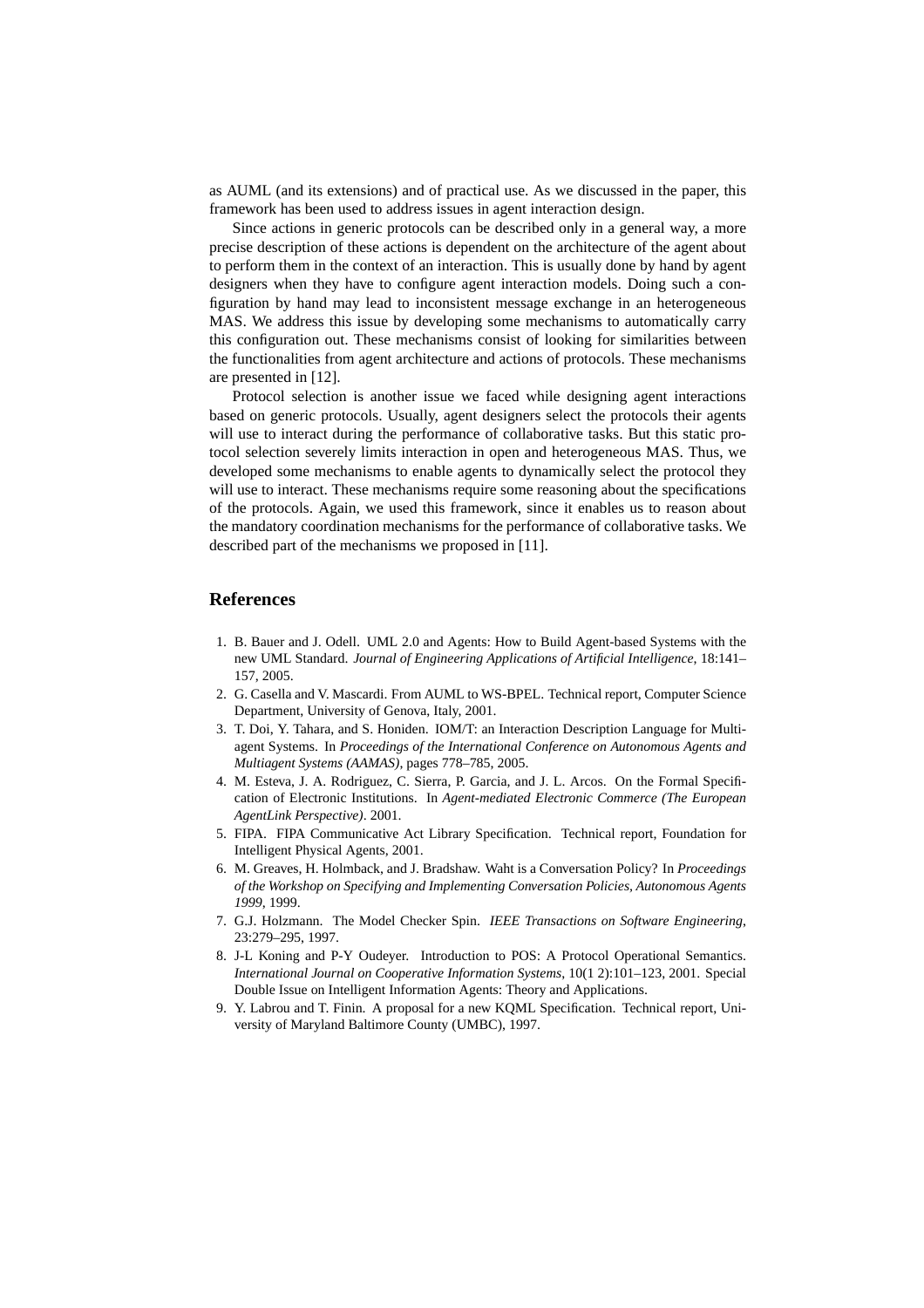as AUML (and its extensions) and of practical use. As we discussed in the paper, this framework has been used to address issues in agent interaction design.

Since actions in generic protocols can be described only in a general way, a more precise description of these actions is dependent on the architecture of the agent about to perform them in the context of an interaction. This is usually done by hand by agent designers when they have to configure agent interaction models. Doing such a configuration by hand may lead to inconsistent message exchange in an heterogeneous MAS. We address this issue by developing some mechanisms to automatically carry this configuration out. These mechanisms consist of looking for similarities between the functionalities from agent architecture and actions of protocols. These mechanisms are presented in [12].

Protocol selection is another issue we faced while designing agent interactions based on generic protocols. Usually, agent designers select the protocols their agents will use to interact during the performance of collaborative tasks. But this static protocol selection severely limits interaction in open and heterogeneous MAS. Thus, we developed some mechanisms to enable agents to dynamically select the protocol they will use to interact. These mechanisms require some reasoning about the specifications of the protocols. Again, we used this framework, since it enables us to reason about the mandatory coordination mechanisms for the performance of collaborative tasks. We described part of the mechanisms we proposed in [11].

## References

1. B. Bauer and J. Odell. UML 2.0 and Agents: How to Build Agent-based Systems with the new UML Standard. *Journal of Engineering Applications of Artificial Intelligence*, 18:141–157, 2005.
2. G. Casella and V. Mascardi. From AUML to WS-BPEL. Technical report, Computer Science Department, University of Genova, Italy, 2001.
3. T. Doi, Y. Tahara, and S. Honiden. IOM/T: an Interaction Description Language for Multiagent Systems. In *Proceedings of the International Conference on Autonomous Agents and Multiagent Systems (AAMAS)*, pages 778–785, 2005.
4. M. Esteva, J. A. Rodriguez, C. Sierra, P. Garcia, and J. L. Arcos. On the Formal Specification of Electronic Institutions. In *Agent-mediated Electronic Commerce (The European AgentLink Perspective)*. 2001.
5. FIPA. FIPA Communicative Act Library Specification. Technical report, Foundation for Intelligent Physical Agents, 2001.
6. M. Greaves, H. Holmback, and J. Bradshaw. Waht is a Conversation Policy? In *Proceedings of the Workshop on Specifying and Implementing Conversation Policies, Autonomous Agents 1999*, 1999.
7. G.J. Holzmann. The Model Checker Spin. *IEEE Transactions on Software Engineering*, 23:279–295, 1997.
8. J-L Koning and P-Y Oudeyer. Introduction to POS: A Protocol Operational Semantics. *International Journal on Cooperative Information Systems*, 10(1 2):101–123, 2001. Special Double Issue on Intelligent Information Agents: Theory and Applications.
9. Y. Labrou and T. Finin. A proposal for a new KQML Specification. Technical report, University of Maryland Baltimore County (UMBC), 1997.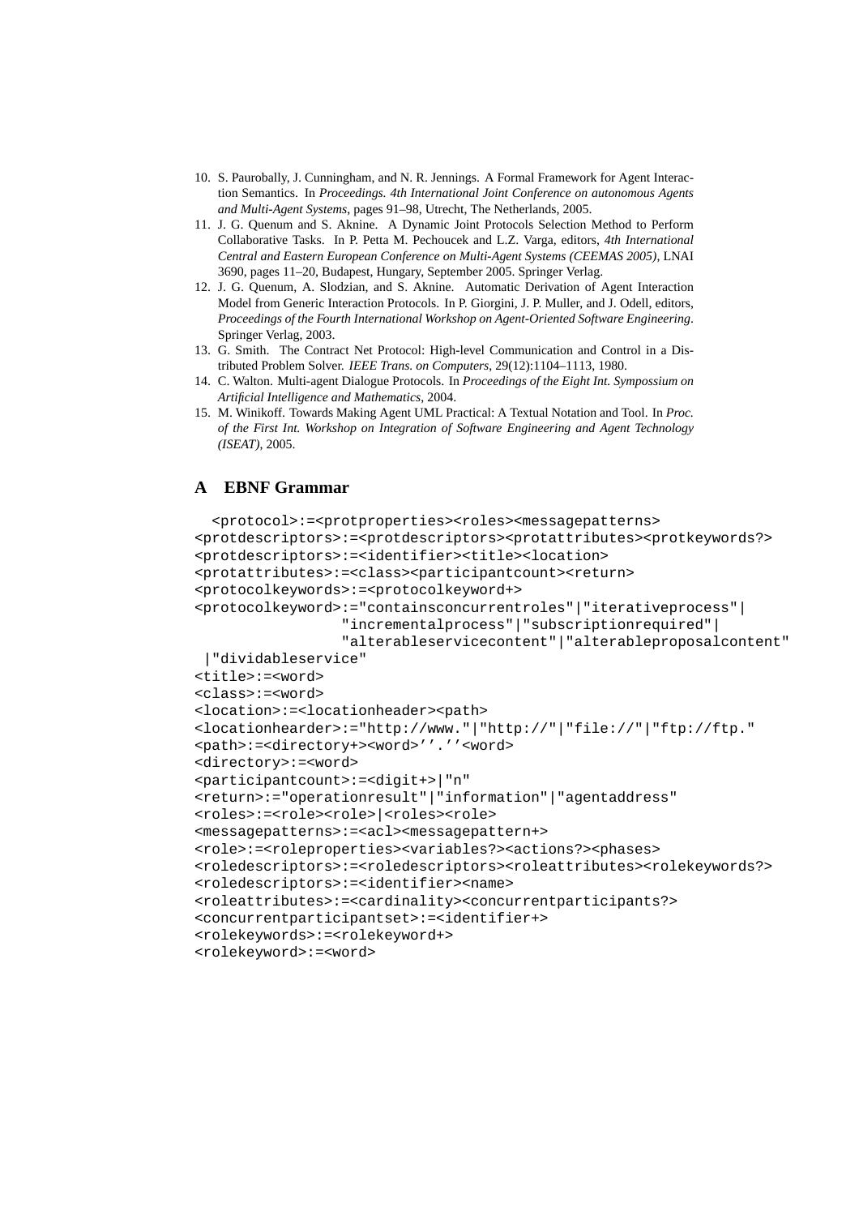10. S. Paurobally, J. Cunningham, and N. R. Jennings. A Formal Framework for Agent Interaction Semantics. In *Proceedings. 4th International Joint Conference on autonomous Agents and Multi-Agent Systems*, pages 91–98, Utrecht, The Netherlands, 2005.
11. J. G. Quenum and S. Aknine. A Dynamic Joint Protocols Selection Method to Perform Collaborative Tasks. In P. Petta M. Pechoucek and L.Z. Varga, editors, *4th International Central and Eastern European Conference on Multi-Agent Systems (CEEMAS 2005)*, LNAI 3690, pages 11–20, Budapest, Hungary, September 2005. Springer Verlag.
12. J. G. Quenum, A. Slodzian, and S. Aknine. Automatic Derivation of Agent Interaction Model from Generic Interaction Protocols. In P. Giorgini, J. P. Muller, and J. Odell, editors, *Proceedings of the Fourth International Workshop on Agent-Oriented Software Engineering*. Springer Verlag, 2003.
13. G. Smith. The Contract Net Protocol: High-level Communication and Control in a Distributed Problem Solver. *IEEE Trans. on Computers*, 29(12):1104–1113, 1980.
14. C. Walton. Multi-agent Dialogue Protocols. In *Proceedings of the Eight Int. Sympossium on Artificial Intelligence and Mathematics*, 2004.
15. M. Winikoff. Towards Making Agent UML Practical: A Textual Notation and Tool. In *Proc. of the First Int. Workshop on Integration of Software Engineering and Agent Technology (ISEAT)*, 2005.

## A EBNF Grammar

```
  <protocol>:=<protproperties><roles><messagepatterns>
<protdescriptors>:=<protdescriptors><protattributes><protkeywords?>
<protdescriptors>:=<identifier><title><location>
<protattributes>:=<class><participantcount><return>
<protocolkeywords>:=<protocolkeyword+>
<protocolkeyword>:="containsconcurrentroles"|"iterativeprocess"|
                 "incrementalprocess"|"subscriptionrequired"|
                 "alterableservicecontent"|"alterableproposalcontent"
 |"dividableservice"
<title>:=<word>
<class>:=<word>
<location>:=<locationheader><path>
<locationhearder>:="http://www."|"http://"|"file://"|"ftp://ftp."
<path>:=<directory+><word>''.''<word>
<directory>:=<word>
<participantcount>:=<digit+>|"n"
<return>:="operationresult"|"information"|"agentaddress"
<roles>:=<role><role>|<roles><role>
<messagepatterns>:=<acl><messagepattern+>
<role>:=<roleproperties><variables?><actions?><phases>
<roledescriptors>:=<roledescriptors><roleattributes><rolekeywords?>
<roledescriptors>:=<identifier><name>
<roleattributes>:=<cardinality><concurrentparticipants?>
<concurrentparticipantset>:=<identifier+>
<rolekeywords>:=<rolekeyword+>
<rolekeyword>:=<word>
```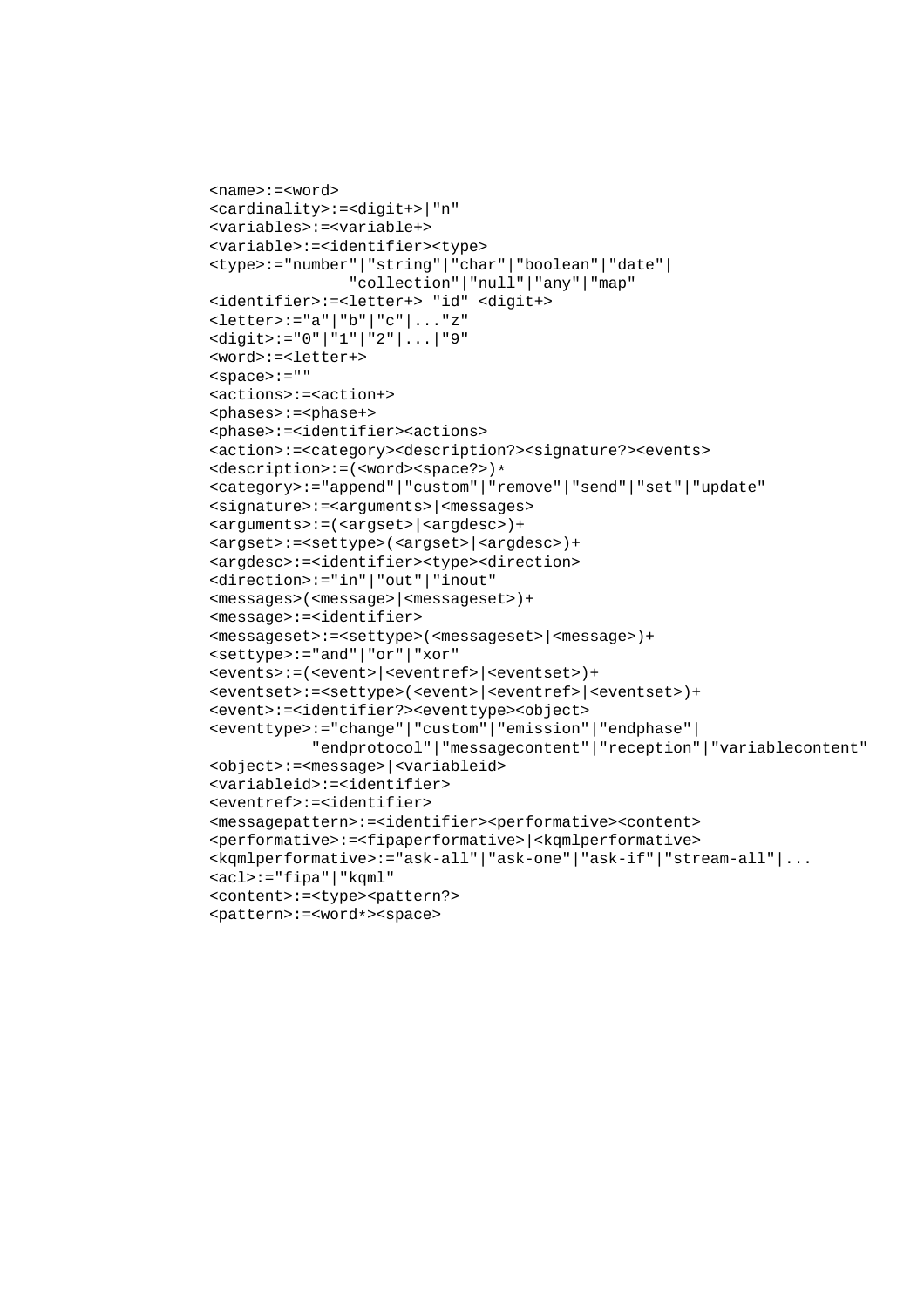```
<name>:=<word>
<cardinality>:=<digit+>|"n"
<variables>:=<variable+>
<variable>:=<identifier><type>
<type>:="number"|"string"|"char"|"boolean"|"date"|
              "collection"|"null"|"any"|"map"
<identifier>:=<letter+> "id" <digit+>
<letter>:="a"|"b"|"c"|..."z"
<digit>:="0"|"1"|"2"|...|"9"
<word>:=<letter+>
<space>:=""
<actions>:=<action+>
<phases>:=<phase+>
<phase>:=<identifier><actions>
<action>:=<category><description?><signature?><events>
<description>:=(<word><space?>)*
<category>:="append"|"custom"|"remove"|"send"|"set"|"update"
<signature>:=<arguments>|<messages>
<arguments>:=(<argset>|<argdesc>)+
<argset>:=<settype>(<argset>|<argdesc>)+
<argdesc>:=<identifier><type><direction>
<direction>:="in"|"out"|"inout"
<messages>(<message>|<messageset>)+
<message>:=<identifier>
<messageset>:=<settype>(<messageset>|<message>)+
<settype>:="and"|"or"|"xor"
<events>:=(<event>|<eventref>|<eventset>)+
<eventset>:=<settype>(<event>|<eventref>|<eventset>)+
<event>:=<identifier?><eventtype><object>
<eventtype>:="change"|"custom"|"emission"|"endphase"|
          "endprotocol"|"messagecontent"|"reception"|"variablecontent"
<object>:=<message>|<variableid>
<variableid>:=<identifier>
<eventref>:=<identifier>
<messagepattern>:=<identifier><performative><content>
<performative>:=<fipaperformative>|<kqmlperformative>
<kqmlperformative>:="ask-all"|"ask-one"|"ask-if"|"stream-all"|...
<acl>:="fipa"|"kqml"
<content>:=<type><pattern?>
<pattern>:=<word*><space>
```